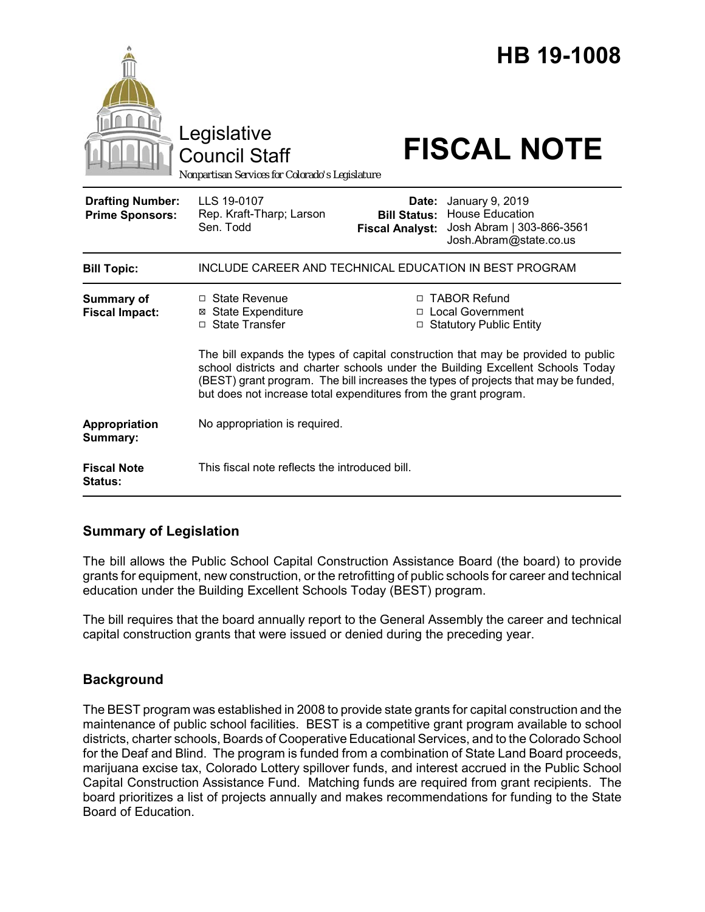# HB 19-1008

Legislative Council Staff

*Nonpartisan Services for Colorado's Legislature*

# FISCAL NOTE

| | | | |
|---|---|---|---|
| **Drafting Number:** | LLS 19-0107 | **Date:** | January 9, 2019 |
| **Prime Sponsors:** | Rep. Kraft-Tharp; Larson<br>Sen. Todd | **Bill Status:** | House Education |
| | | **Fiscal Analyst:** | Josh Abram \| 303-866-3561<br>Josh.Abram@state.co.us |

| | |
|---|---|
| **Bill Topic:** | INCLUDE CAREER AND TECHNICAL EDUCATION IN BEST PROGRAM |
| **Summary of Fiscal Impact:** | ☐ State Revenue<br>☒ State Expenditure<br>☐ State Transfer<br>☐ TABOR Refund<br>☐ Local Government<br>☐ Statutory Public Entity<br><br>The bill expands the types of capital construction that may be provided to public school districts and charter schools under the Building Excellent Schools Today (BEST) grant program. The bill increases the types of projects that may be funded, but does not increase total expenditures from the grant program. |
| **Appropriation Summary:** | No appropriation is required. |
| **Fiscal Note Status:** | This fiscal note reflects the introduced bill. |

## Summary of Legislation

The bill allows the Public School Capital Construction Assistance Board (the board) to provide grants for equipment, new construction, or the retrofitting of public schools for career and technical education under the Building Excellent Schools Today (BEST) program.

The bill requires that the board annually report to the General Assembly the career and technical capital construction grants that were issued or denied during the preceding year.

## Background

The BEST program was established in 2008 to provide state grants for capital construction and the maintenance of public school facilities. BEST is a competitive grant program available to school districts, charter schools, Boards of Cooperative Educational Services, and to the Colorado School for the Deaf and Blind. The program is funded from a combination of State Land Board proceeds, marijuana excise tax, Colorado Lottery spillover funds, and interest accrued in the Public School Capital Construction Assistance Fund. Matching funds are required from grant recipients. The board prioritizes a list of projects annually and makes recommendations for funding to the State Board of Education.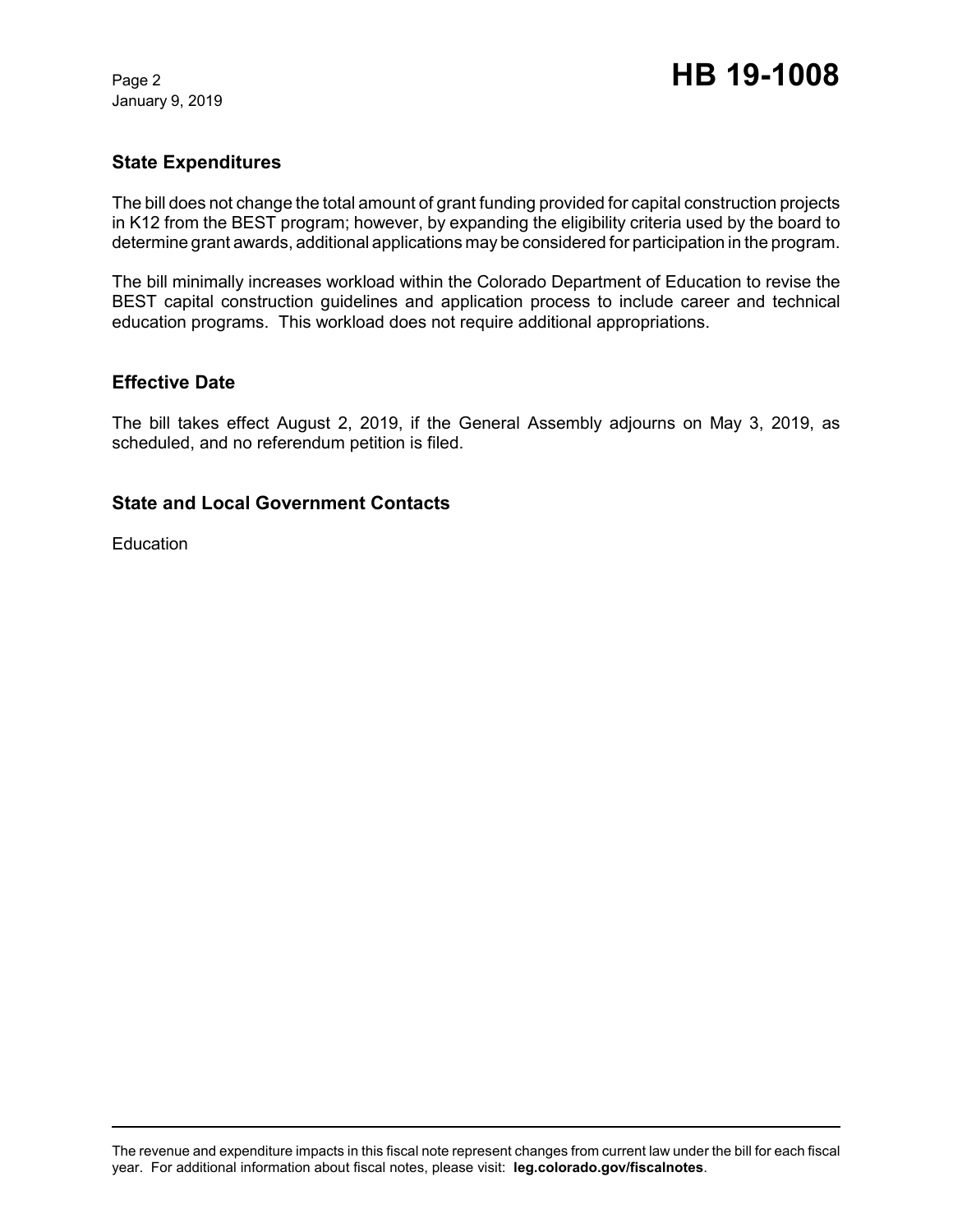## State Expenditures

The bill does not change the total amount of grant funding provided for capital construction projects in K12 from the BEST program; however, by expanding the eligibility criteria used by the board to determine grant awards, additional applications may be considered for participation in the program.

The bill minimally increases workload within the Colorado Department of Education to revise the BEST capital construction guidelines and application process to include career and technical education programs. This workload does not require additional appropriations.

## Effective Date

The bill takes effect August 2, 2019, if the General Assembly adjourns on May 3, 2019, as scheduled, and no referendum petition is filed.

## State and Local Government Contacts

Education

The revenue and expenditure impacts in this fiscal note represent changes from current law under the bill for each fiscal year. For additional information about fiscal notes, please visit: **leg.colorado.gov/fiscalnotes**.